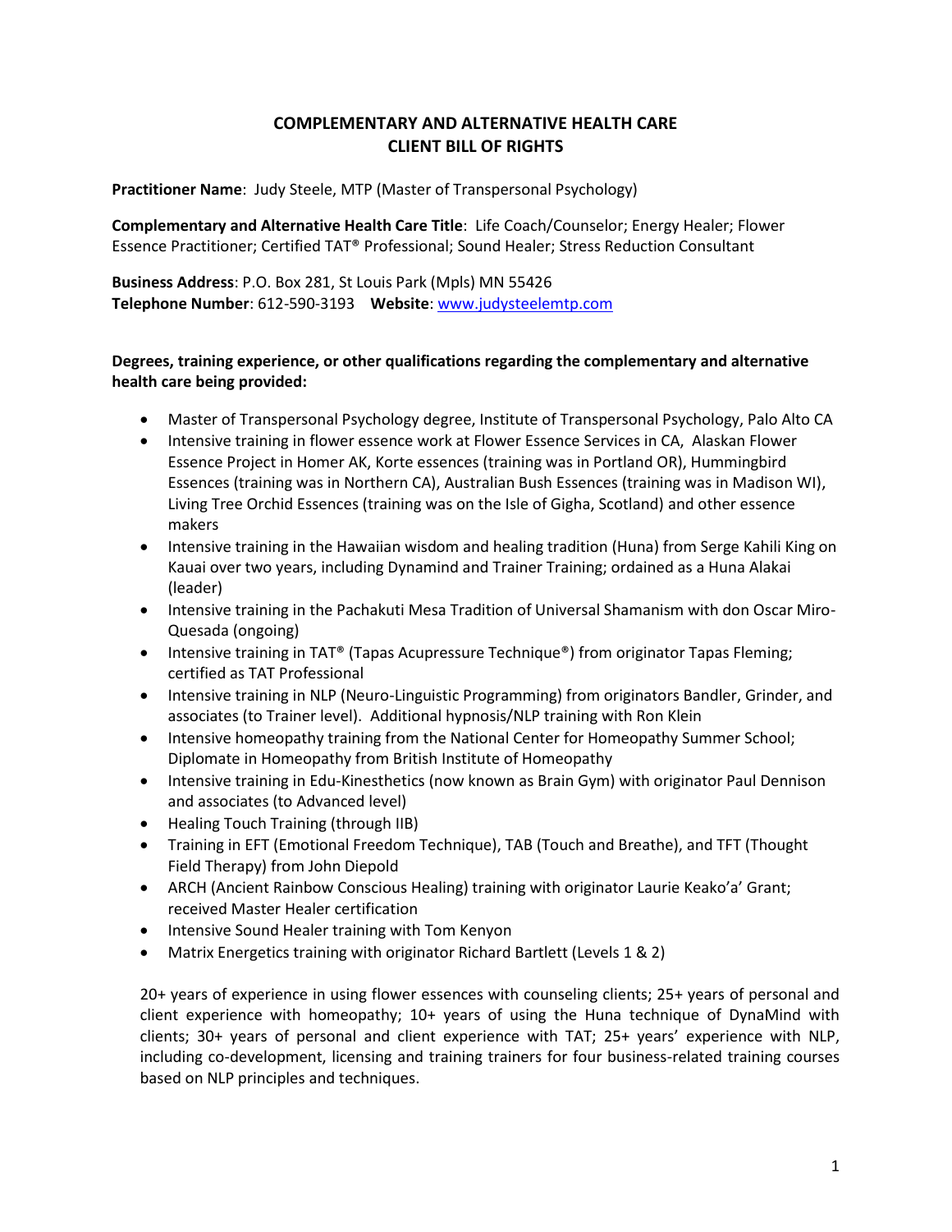# COMPLEMENTARY AND ALTERNATIVE HEALTH CARE
# CLIENT BILL OF RIGHTS

**Practitioner Name**: Judy Steele, MTP (Master of Transpersonal Psychology)

**Complementary and Alternative Health Care Title**: Life Coach/Counselor; Energy Healer; Flower Essence Practitioner; Certified TAT® Professional; Sound Healer; Stress Reduction Consultant

**Business Address**: P.O. Box 281, St Louis Park (Mpls) MN 55426
**Telephone Number**: 612-590-3193 **Website**: www.judysteelemtp.com

**Degrees, training experience, or other qualifications regarding the complementary and alternative health care being provided:**

- Master of Transpersonal Psychology degree, Institute of Transpersonal Psychology, Palo Alto CA
- Intensive training in flower essence work at Flower Essence Services in CA, Alaskan Flower Essence Project in Homer AK, Korte essences (training was in Portland OR), Hummingbird Essences (training was in Northern CA), Australian Bush Essences (training was in Madison WI), Living Tree Orchid Essences (training was on the Isle of Gigha, Scotland) and other essence makers
- Intensive training in the Hawaiian wisdom and healing tradition (Huna) from Serge Kahili King on Kauai over two years, including Dynamind and Trainer Training; ordained as a Huna Alakai (leader)
- Intensive training in the Pachakuti Mesa Tradition of Universal Shamanism with don Oscar Miro-Quesada (ongoing)
- Intensive training in TAT® (Tapas Acupressure Technique®) from originator Tapas Fleming; certified as TAT Professional
- Intensive training in NLP (Neuro-Linguistic Programming) from originators Bandler, Grinder, and associates (to Trainer level). Additional hypnosis/NLP training with Ron Klein
- Intensive homeopathy training from the National Center for Homeopathy Summer School; Diplomate in Homeopathy from British Institute of Homeopathy
- Intensive training in Edu-Kinesthetics (now known as Brain Gym) with originator Paul Dennison and associates (to Advanced level)
- Healing Touch Training (through IIB)
- Training in EFT (Emotional Freedom Technique), TAB (Touch and Breathe), and TFT (Thought Field Therapy) from John Diepold
- ARCH (Ancient Rainbow Conscious Healing) training with originator Laurie Keako'a' Grant; received Master Healer certification
- Intensive Sound Healer training with Tom Kenyon
- Matrix Energetics training with originator Richard Bartlett (Levels 1 & 2)

20+ years of experience in using flower essences with counseling clients; 25+ years of personal and client experience with homeopathy; 10+ years of using the Huna technique of DynaMind with clients; 30+ years of personal and client experience with TAT; 25+ years' experience with NLP, including co-development, licensing and training trainers for four business-related training courses based on NLP principles and techniques.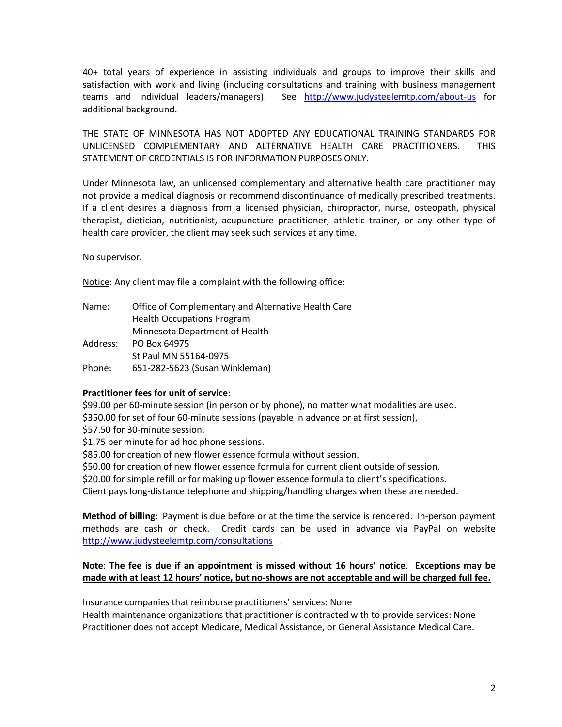40+ total years of experience in assisting individuals and groups to improve their skills and satisfaction with work and living (including consultations and training with business management teams and individual leaders/managers). See http://www.judysteelemtp.com/about-us for additional background.

THE STATE OF MINNESOTA HAS NOT ADOPTED ANY EDUCATIONAL TRAINING STANDARDS FOR UNLICENSED COMPLEMENTARY AND ALTERNATIVE HEALTH CARE PRACTITIONERS. THIS STATEMENT OF CREDENTIALS IS FOR INFORMATION PURPOSES ONLY.

Under Minnesota law, an unlicensed complementary and alternative health care practitioner may not provide a medical diagnosis or recommend discontinuance of medically prescribed treatments. If a client desires a diagnosis from a licensed physician, chiropractor, nurse, osteopath, physical therapist, dietician, nutritionist, acupuncture practitioner, athletic trainer, or any other type of health care provider, the client may seek such services at any time.

No supervisor.

Notice: Any client may file a complaint with the following office:

| | |
|---|---|
| Name: | Office of Complementary and Alternative Health Care<br>Health Occupations Program<br>Minnesota Department of Health |
| Address: | PO Box 64975<br>St Paul MN 55164-0975 |
| Phone: | 651-282-5623 (Susan Winkleman) |

**Practitioner fees for unit of service**:

$99.00 per 60-minute session (in person or by phone), no matter what modalities are used.
$350.00 for set of four 60-minute sessions (payable in advance or at first session),
$57.50 for 30-minute session.
$1.75 per minute for ad hoc phone sessions.
$85.00 for creation of new flower essence formula without session.
$50.00 for creation of new flower essence formula for current client outside of session.
$20.00 for simple refill or for making up flower essence formula to client's specifications.
Client pays long-distance telephone and shipping/handling charges when these are needed.

**Method of billing**: Payment is due before or at the time the service is rendered. In-person payment methods are cash or check. Credit cards can be used in advance via PayPal on website http://www.judysteelemtp.com/consultations .

**Note**: **The fee is due if an appointment is missed without 16 hours' notice. Exceptions may be made with at least 12 hours' notice, but no-shows are not acceptable and will be charged full fee.**

Insurance companies that reimburse practitioners' services: None
Health maintenance organizations that practitioner is contracted with to provide services: None
Practitioner does not accept Medicare, Medical Assistance, or General Assistance Medical Care.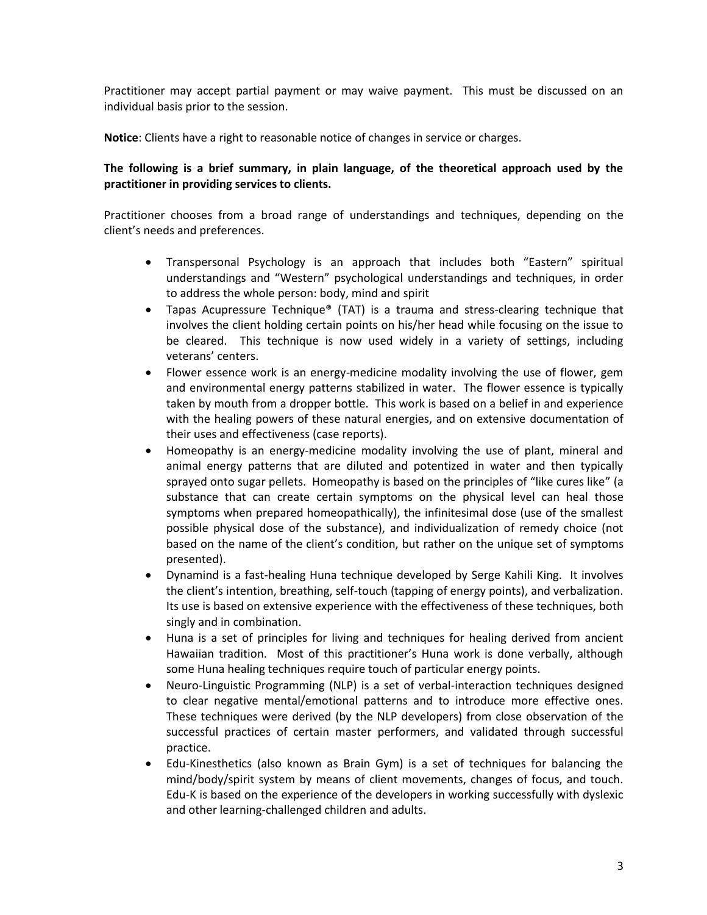Practitioner may accept partial payment or may waive payment. This must be discussed on an individual basis prior to the session.

**Notice**: Clients have a right to reasonable notice of changes in service or charges.

**The following is a brief summary, in plain language, of the theoretical approach used by the practitioner in providing services to clients.**

Practitioner chooses from a broad range of understandings and techniques, depending on the client's needs and preferences.

- Transpersonal Psychology is an approach that includes both "Eastern" spiritual understandings and "Western" psychological understandings and techniques, in order to address the whole person: body, mind and spirit
- Tapas Acupressure Technique® (TAT) is a trauma and stress-clearing technique that involves the client holding certain points on his/her head while focusing on the issue to be cleared. This technique is now used widely in a variety of settings, including veterans' centers.
- Flower essence work is an energy-medicine modality involving the use of flower, gem and environmental energy patterns stabilized in water. The flower essence is typically taken by mouth from a dropper bottle. This work is based on a belief in and experience with the healing powers of these natural energies, and on extensive documentation of their uses and effectiveness (case reports).
- Homeopathy is an energy-medicine modality involving the use of plant, mineral and animal energy patterns that are diluted and potentized in water and then typically sprayed onto sugar pellets. Homeopathy is based on the principles of "like cures like" (a substance that can create certain symptoms on the physical level can heal those symptoms when prepared homeopathically), the infinitesimal dose (use of the smallest possible physical dose of the substance), and individualization of remedy choice (not based on the name of the client's condition, but rather on the unique set of symptoms presented).
- Dynamind is a fast-healing Huna technique developed by Serge Kahili King. It involves the client's intention, breathing, self-touch (tapping of energy points), and verbalization. Its use is based on extensive experience with the effectiveness of these techniques, both singly and in combination.
- Huna is a set of principles for living and techniques for healing derived from ancient Hawaiian tradition. Most of this practitioner's Huna work is done verbally, although some Huna healing techniques require touch of particular energy points.
- Neuro-Linguistic Programming (NLP) is a set of verbal-interaction techniques designed to clear negative mental/emotional patterns and to introduce more effective ones. These techniques were derived (by the NLP developers) from close observation of the successful practices of certain master performers, and validated through successful practice.
- Edu-Kinesthetics (also known as Brain Gym) is a set of techniques for balancing the mind/body/spirit system by means of client movements, changes of focus, and touch. Edu-K is based on the experience of the developers in working successfully with dyslexic and other learning-challenged children and adults.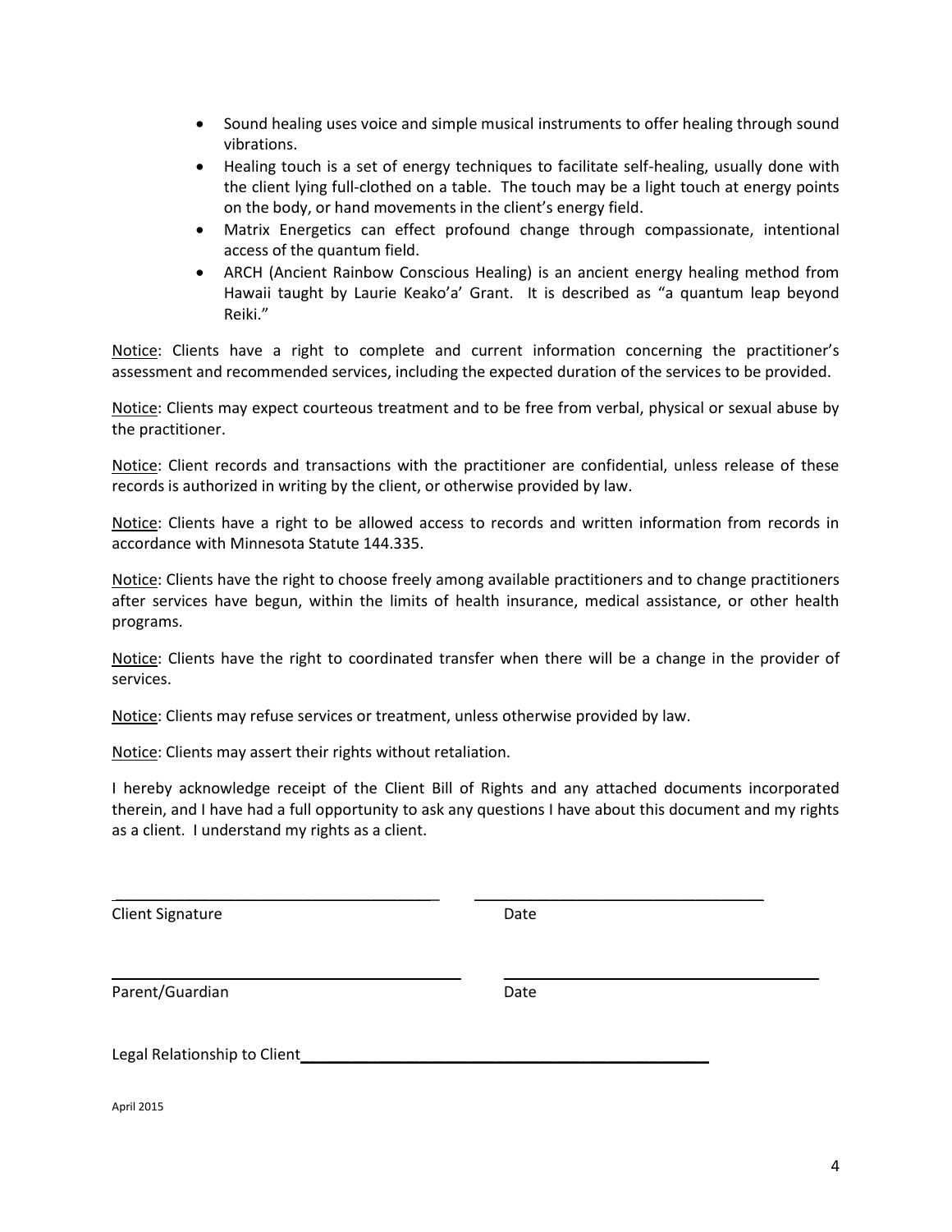- Sound healing uses voice and simple musical instruments to offer healing through sound vibrations.
- Healing touch is a set of energy techniques to facilitate self-healing, usually done with the client lying full-clothed on a table. The touch may be a light touch at energy points on the body, or hand movements in the client's energy field.
- Matrix Energetics can effect profound change through compassionate, intentional access of the quantum field.
- ARCH (Ancient Rainbow Conscious Healing) is an ancient energy healing method from Hawaii taught by Laurie Keako'a' Grant. It is described as "a quantum leap beyond Reiki."

<u>Notice</u>: Clients have a right to complete and current information concerning the practitioner's assessment and recommended services, including the expected duration of the services to be provided.

<u>Notice</u>: Clients may expect courteous treatment and to be free from verbal, physical or sexual abuse by the practitioner.

<u>Notice</u>: Client records and transactions with the practitioner are confidential, unless release of these records is authorized in writing by the client, or otherwise provided by law.

<u>Notice</u>: Clients have a right to be allowed access to records and written information from records in accordance with Minnesota Statute 144.335.

<u>Notice</u>: Clients have the right to choose freely among available practitioners and to change practitioners after services have begun, within the limits of health insurance, medical assistance, or other health programs.

<u>Notice</u>: Clients have the right to coordinated transfer when there will be a change in the provider of services.

<u>Notice</u>: Clients may refuse services or treatment, unless otherwise provided by law.

<u>Notice</u>: Clients may assert their rights without retaliation.

I hereby acknowledge receipt of the Client Bill of Rights and any attached documents incorporated therein, and I have had a full opportunity to ask any questions I have about this document and my rights as a client. I understand my rights as a client.

_______________________________________ _________________________________

Client Signature Date

_______________________________________ _________________________________

Parent/Guardian Date

Legal Relationship to Client_______________________________________________

April 2015